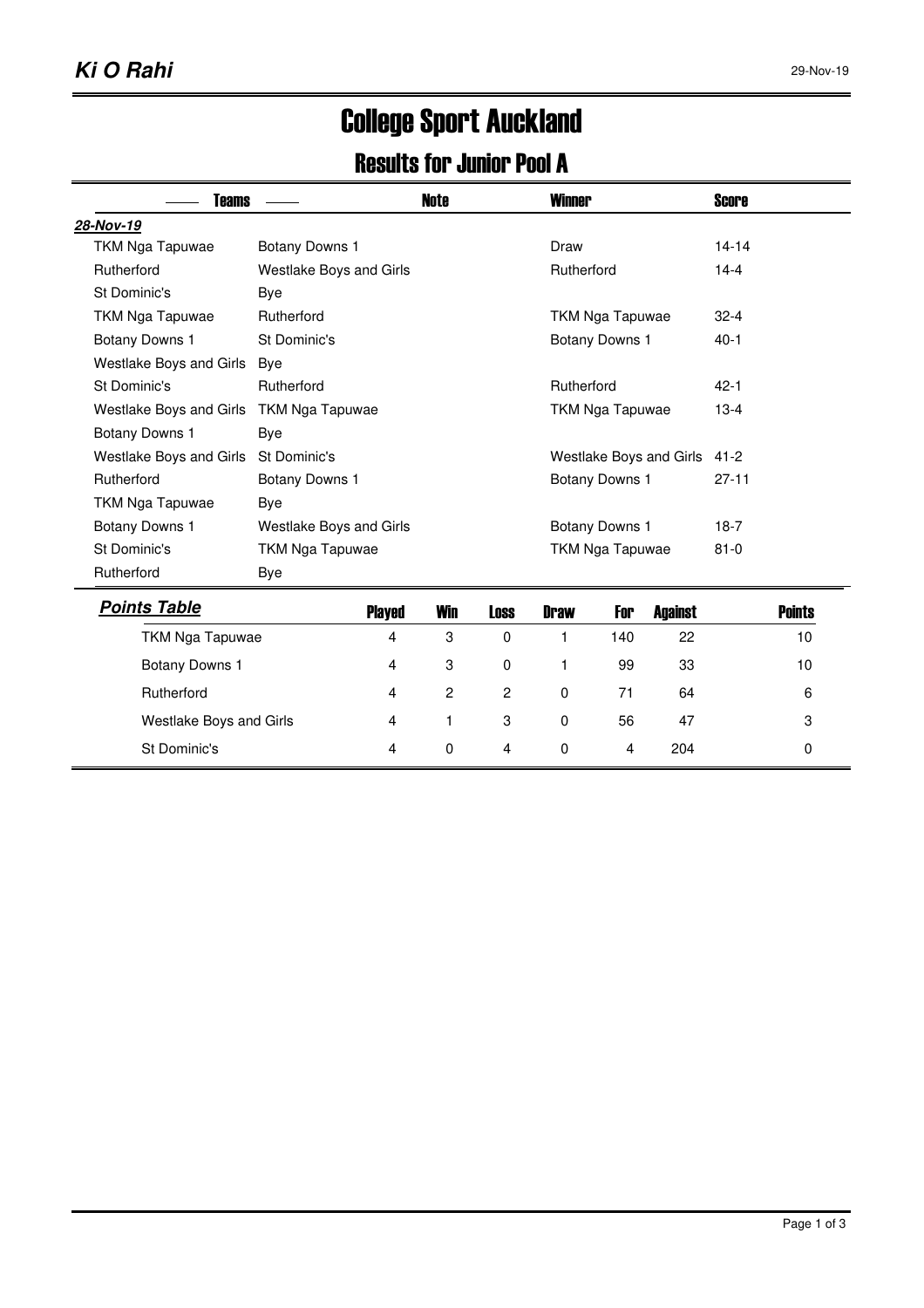**Ki O Rahi**

29-Nov-19

# College Sport Auckland

## Results for Junior Pool A

| Teams | | Note | Winner | Score |
|---|---|---|---|---|
| ***28-Nov-19*** | | | | |
| TKM Nga Tapuwae | Botany Downs 1 | | Draw | 14-14 |
| Rutherford | Westlake Boys and Girls | | Rutherford | 14-4 |
| St Dominic's | Bye | | | |
| TKM Nga Tapuwae | Rutherford | | TKM Nga Tapuwae | 32-4 |
| Botany Downs 1 | St Dominic's | | Botany Downs 1 | 40-1 |
| Westlake Boys and Girls | Bye | | | |
| St Dominic's | Rutherford | | Rutherford | 42-1 |
| Westlake Boys and Girls | TKM Nga Tapuwae | | TKM Nga Tapuwae | 13-4 |
| Botany Downs 1 | Bye | | | |
| Westlake Boys and Girls | St Dominic's | | Westlake Boys and Girls | 41-2 |
| Rutherford | Botany Downs 1 | | Botany Downs 1 | 27-11 |
| TKM Nga Tapuwae | Bye | | | |
| Botany Downs 1 | Westlake Boys and Girls | | Botany Downs 1 | 18-7 |
| St Dominic's | TKM Nga Tapuwae | | TKM Nga Tapuwae | 81-0 |
| Rutherford | Bye | | | |

***Points Table***

| | Played | Win | Loss | Draw | For | Against | Points |
|---|---|---|---|---|---|---|---|
| TKM Nga Tapuwae | 4 | 3 | 0 | 1 | 140 | 22 | 10 |
| Botany Downs 1 | 4 | 3 | 0 | 1 | 99 | 33 | 10 |
| Rutherford | 4 | 2 | 2 | 0 | 71 | 64 | 6 |
| Westlake Boys and Girls | 4 | 1 | 3 | 0 | 56 | 47 | 3 |
| St Dominic's | 4 | 0 | 4 | 0 | 4 | 204 | 0 |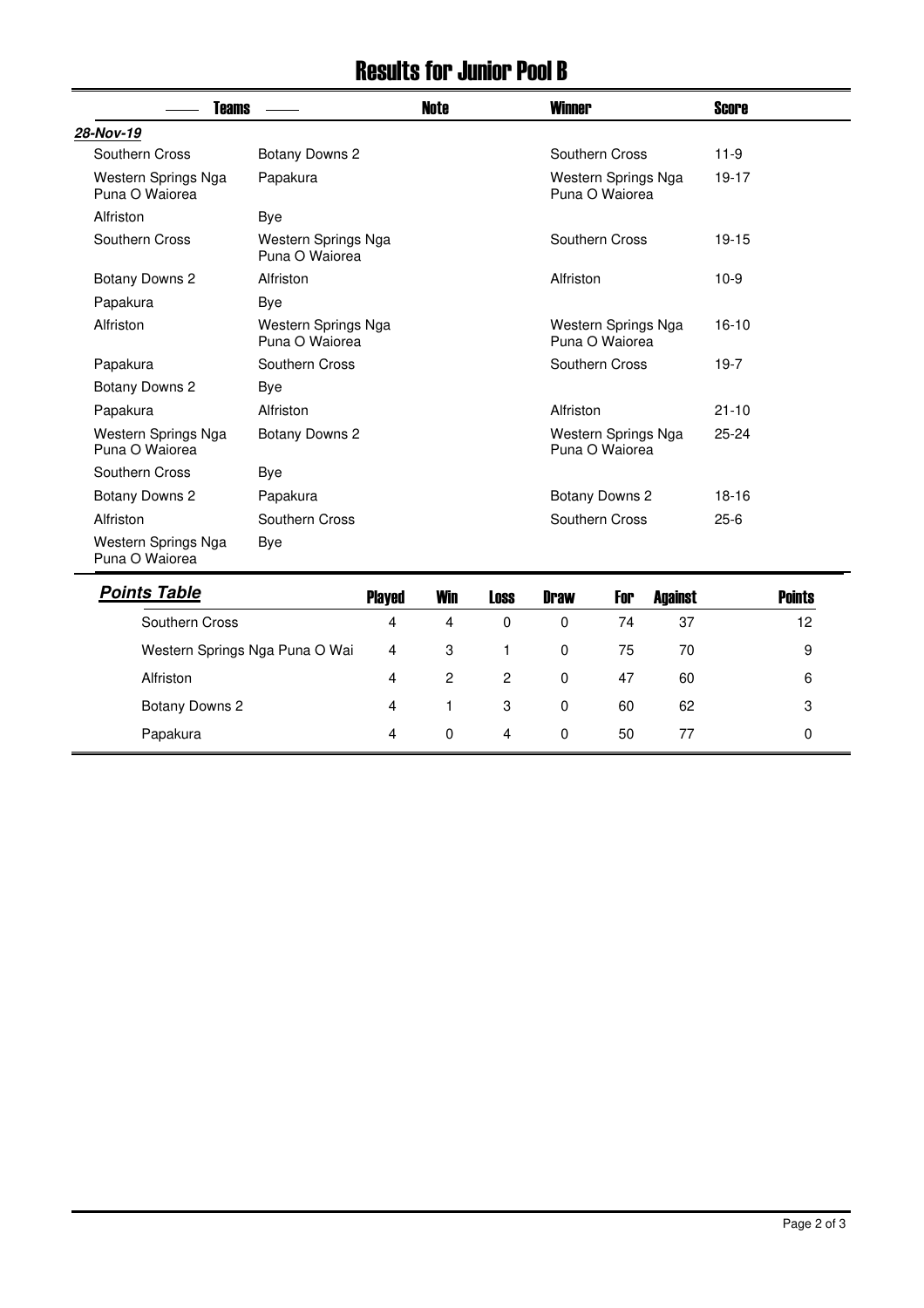# Results for Junior Pool B

| Teams | | Note | Winner | Score |
|---|---|---|---|---|
| ***28-Nov-19*** | | | | |
| Southern Cross | Botany Downs 2 | | Southern Cross | 11-9 |
| Western Springs Nga Puna O Waiorea | Papakura | | Western Springs Nga Puna O Waiorea | 19-17 |
| Alfriston | Bye | | | |
| Southern Cross | Western Springs Nga Puna O Waiorea | | Southern Cross | 19-15 |
| Botany Downs 2 | Alfriston | | Alfriston | 10-9 |
| Papakura | Bye | | | |
| Alfriston | Western Springs Nga Puna O Waiorea | | Western Springs Nga Puna O Waiorea | 16-10 |
| Papakura | Southern Cross | | Southern Cross | 19-7 |
| Botany Downs 2 | Bye | | | |
| Papakura | Alfriston | | Alfriston | 21-10 |
| Western Springs Nga Puna O Waiorea | Botany Downs 2 | | Western Springs Nga Puna O Waiorea | 25-24 |
| Southern Cross | Bye | | | |
| Botany Downs 2 | Papakura | | Botany Downs 2 | 18-16 |
| Alfriston | Southern Cross | | Southern Cross | 25-6 |
| Western Springs Nga Puna O Waiorea | Bye | | | |

## ***Points Table***

| | Played | Win | Loss | Draw | For | Against | Points |
|---|---|---|---|---|---|---|---|
| Southern Cross | 4 | 4 | 0 | 0 | 74 | 37 | 12 |
| Western Springs Nga Puna O Wai | 4 | 3 | 1 | 0 | 75 | 70 | 9 |
| Alfriston | 4 | 2 | 2 | 0 | 47 | 60 | 6 |
| Botany Downs 2 | 4 | 1 | 3 | 0 | 60 | 62 | 3 |
| Papakura | 4 | 0 | 4 | 0 | 50 | 77 | 0 |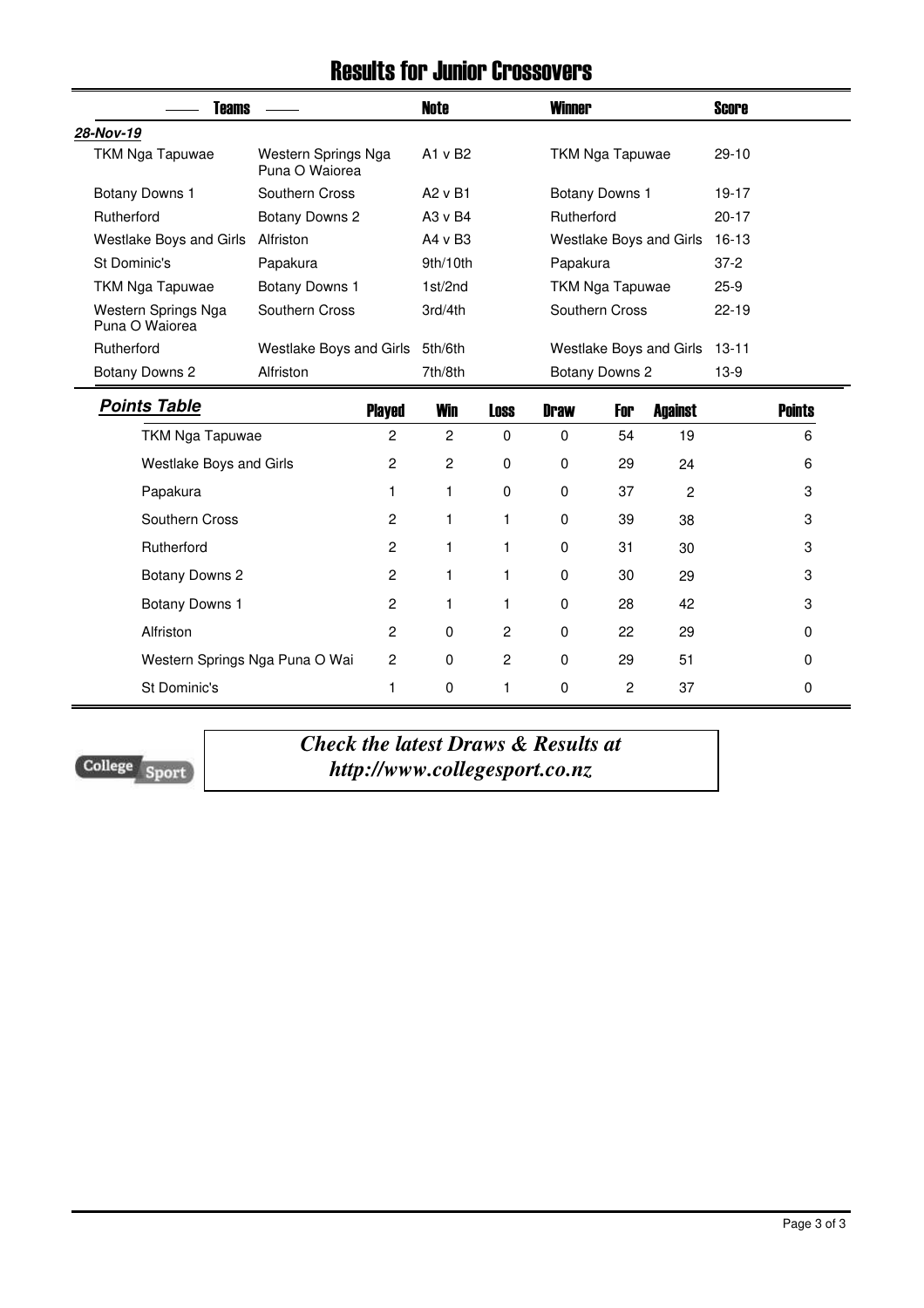# Results for Junior Crossovers

| Teams | | Note | Winner | Score |
|---|---|---|---|---|
| ***28-Nov-19*** | | | | |
| TKM Nga Tapuwae | Western Springs Nga Puna O Waiorea | A1 v B2 | TKM Nga Tapuwae | 29-10 |
| Botany Downs 1 | Southern Cross | A2 v B1 | Botany Downs 1 | 19-17 |
| Rutherford | Botany Downs 2 | A3 v B4 | Rutherford | 20-17 |
| Westlake Boys and Girls | Alfriston | A4 v B3 | Westlake Boys and Girls | 16-13 |
| St Dominic's | Papakura | 9th/10th | Papakura | 37-2 |
| TKM Nga Tapuwae | Botany Downs 1 | 1st/2nd | TKM Nga Tapuwae | 25-9 |
| Western Springs Nga Puna O Waiorea | Southern Cross | 3rd/4th | Southern Cross | 22-19 |
| Rutherford | Westlake Boys and Girls | 5th/6th | Westlake Boys and Girls | 13-11 |
| Botany Downs 2 | Alfriston | 7th/8th | Botany Downs 2 | 13-9 |

***Points Table***

| | Played | Win | Loss | Draw | For | Against | Points |
|---|---|---|---|---|---|---|---|
| TKM Nga Tapuwae | 2 | 2 | 0 | 0 | 54 | 19 | 6 |
| Westlake Boys and Girls | 2 | 2 | 0 | 0 | 29 | 24 | 6 |
| Papakura | 1 | 1 | 0 | 0 | 37 | 2 | 3 |
| Southern Cross | 2 | 1 | 1 | 0 | 39 | 38 | 3 |
| Rutherford | 2 | 1 | 1 | 0 | 31 | 30 | 3 |
| Botany Downs 2 | 2 | 1 | 1 | 0 | 30 | 29 | 3 |
| Botany Downs 1 | 2 | 1 | 1 | 0 | 28 | 42 | 3 |
| Alfriston | 2 | 0 | 2 | 0 | 22 | 29 | 0 |
| Western Springs Nga Puna O Wai | 2 | 0 | 2 | 0 | 29 | 51 | 0 |
| St Dominic's | 1 | 0 | 1 | 0 | 2 | 37 | 0 |

College Sport

***Check the latest Draws & Results at***
***http://www.collegesport.co.nz***